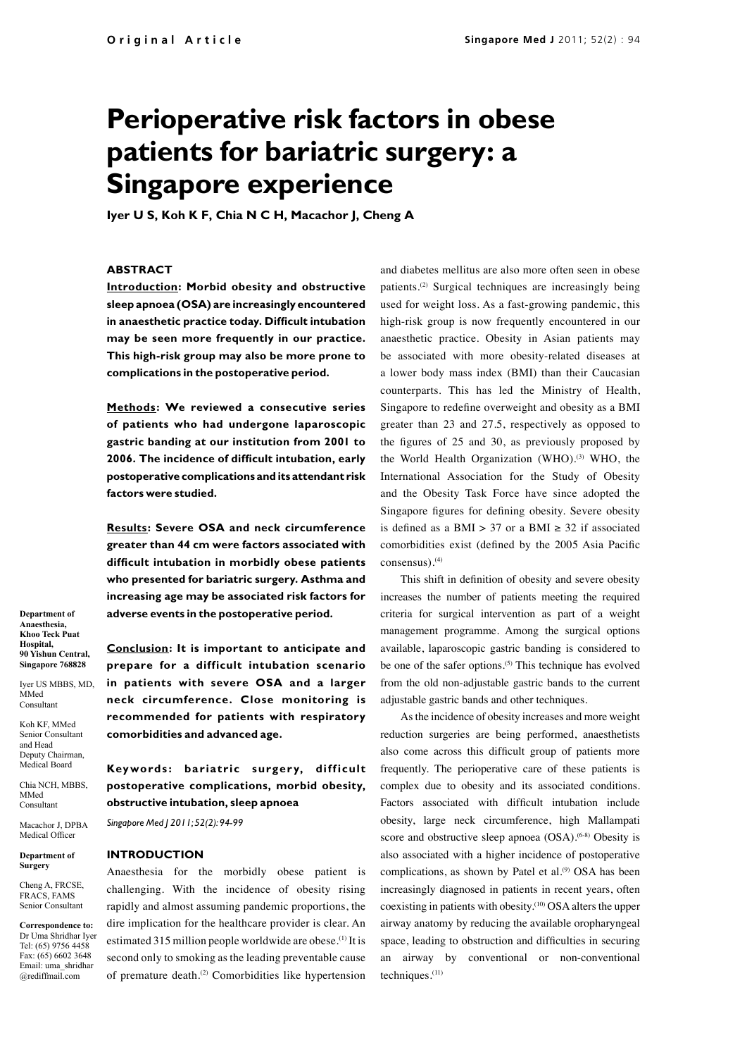# Perioperative risk factors in obese patients for bariatric surgery: a Singapore experience

**Iyer U S, Koh K F, Chia N C H, Macachor J, Cheng A**

## ABSTRACT

**Introduction: Morbid obesity and obstructive sleep apnoea (OSA) are increasingly encountered in anaesthetic practice today. Difficult intubation may be seen more frequently in our practice. This high-risk group may also be more prone to complications in the postoperative period.**

**Methods: We reviewed a consecutive series of patients who had undergone laparoscopic gastric banding at our institution from 2001 to 2006. The incidence of difficult intubation, early postoperative complications and its attendant risk factors were studied.**

**Results: Severe OSA and neck circumference greater than 44 cm were factors associated with difficult intubation in morbidly obese patients who presented for bariatric surgery. Asthma and increasing age may be associated risk factors for adverse events in the postoperative period.**

**Conclusion: It is important to anticipate and prepare for a difficult intubation scenario in patients with severe OSA and a larger neck circumference. Close monitoring is recommended for patients with respiratory comorbidities and advanced age.**

**Keywords: bariatric surgery, difficult postoperative complications, morbid obesity, obstructive intubation, sleep apnoea**

*Singapore Med J 2011; 52(2): 94-99*

**Department of Anaesthesia, Khoo Teck Puat Hospital, 90 Yishun Central, Singapore 768828**

Iyer US MBBS, MD, MMed
Consultant

Koh KF, MMed
Senior Consultant and Head
Deputy Chairman, Medical Board

Chia NCH, MBBS, MMed
Consultant

Macachor J, DPBA
Medical Officer

**Department of Surgery**

Cheng A, FRCSE, FRACS, FAMS
Senior Consultant

**Correspondence to:**
Dr Uma Shridhar Iyer
Tel: (65) 9756 4458
Fax: (65) 6602 3648
Email: uma_shridhar@rediffmail.com

## INTRODUCTION

Anaesthesia for the morbidly obese patient is challenging. With the incidence of obesity rising rapidly and almost assuming pandemic proportions, the dire implication for the healthcare provider is clear. An estimated 315 million people worldwide are obese.[1] It is second only to smoking as the leading preventable cause of premature death.[2] Comorbidities like hypertension and diabetes mellitus are also more often seen in obese patients.[2] Surgical techniques are increasingly being used for weight loss. As a fast-growing pandemic, this high-risk group is now frequently encountered in our anaesthetic practice. Obesity in Asian patients may be associated with more obesity-related diseases at a lower body mass index (BMI) than their Caucasian counterparts. This has led the Ministry of Health, Singapore to redefine overweight and obesity as a BMI greater than 23 and 27.5, respectively as opposed to the figures of 25 and 30, as previously proposed by the World Health Organization (WHO).[3] WHO, the International Association for the Study of Obesity and the Obesity Task Force have since adopted the Singapore figures for defining obesity. Severe obesity is defined as a BMI > 37 or a BMI ≥ 32 if associated comorbidities exist (defined by the 2005 Asia Pacific consensus).[4]

This shift in definition of obesity and severe obesity increases the number of patients meeting the required criteria for surgical intervention as part of a weight management programme. Among the surgical options available, laparoscopic gastric banding is considered to be one of the safer options.[5] This technique has evolved from the old non-adjustable gastric bands to the current adjustable gastric bands and other techniques.

As the incidence of obesity increases and more weight reduction surgeries are being performed, anaesthetists also come across this difficult group of patients more frequently. The perioperative care of these patients is complex due to obesity and its associated conditions. Factors associated with difficult intubation include obesity, large neck circumference, high Mallampati score and obstructive sleep apnoea (OSA).[6-8] Obesity is also associated with a higher incidence of postoperative complications, as shown by Patel et al.[9] OSA has been increasingly diagnosed in patients in recent years, often coexisting in patients with obesity.[10] OSA alters the upper airway anatomy by reducing the available oropharyngeal space, leading to obstruction and difficulties in securing an airway by conventional or non-conventional techniques.[11]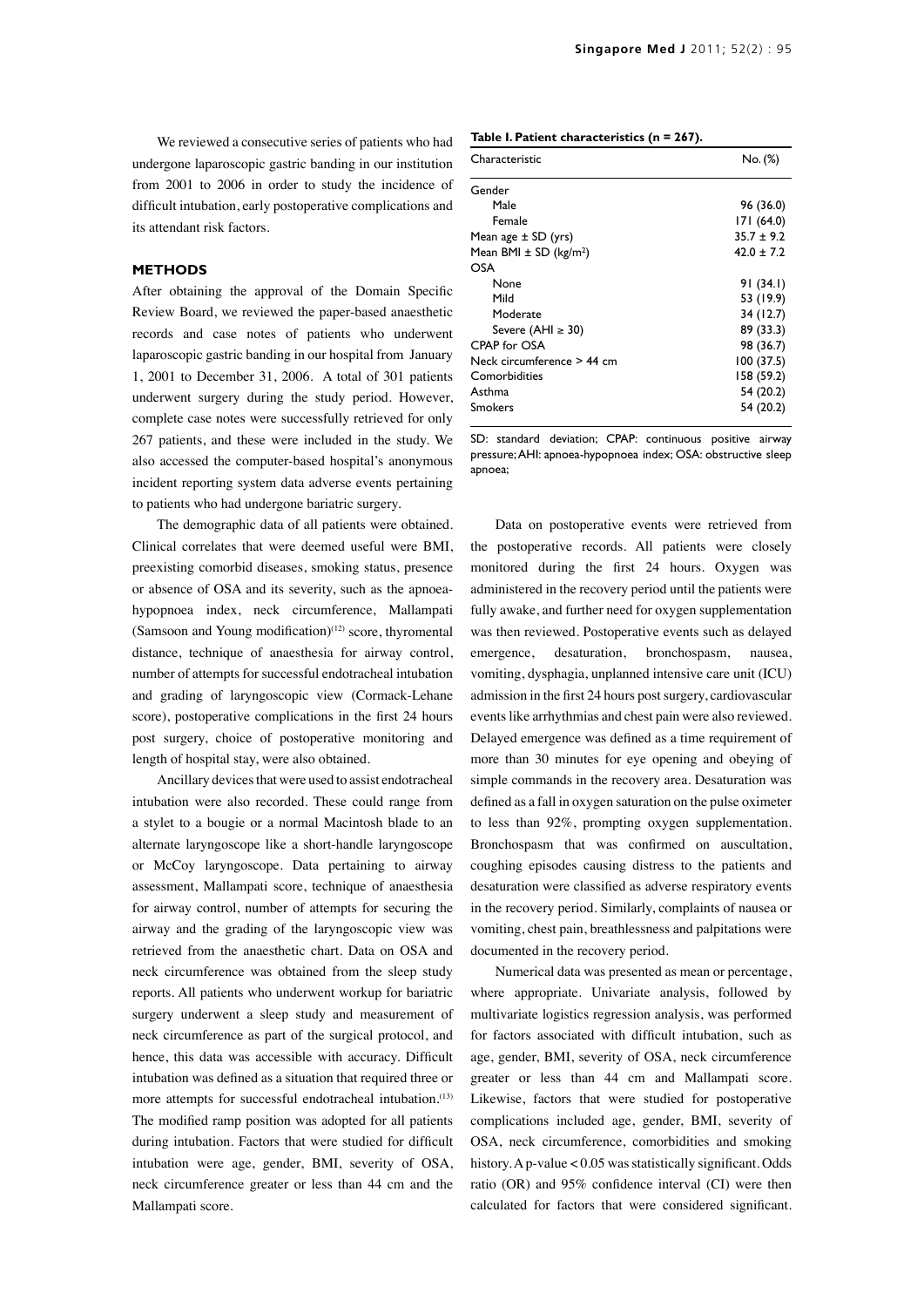We reviewed a consecutive series of patients who had undergone laparoscopic gastric banding in our institution from 2001 to 2006 in order to study the incidence of difficult intubation, early postoperative complications and its attendant risk factors.

## METHODS

After obtaining the approval of the Domain Specific Review Board, we reviewed the paper-based anaesthetic records and case notes of patients who underwent laparoscopic gastric banding in our hospital from January 1, 2001 to December 31, 2006. A total of 301 patients underwent surgery during the study period. However, complete case notes were successfully retrieved for only 267 patients, and these were included in the study. We also accessed the computer-based hospital's anonymous incident reporting system data adverse events pertaining to patients who had undergone bariatric surgery.

The demographic data of all patients were obtained. Clinical correlates that were deemed useful were BMI, preexisting comorbid diseases, smoking status, presence or absence of OSA and its severity, such as the apnoea-hypopnoea index, neck circumference, Mallampati (Samsoon and Young modification)[12] score, thyromental distance, technique of anaesthesia for airway control, number of attempts for successful endotracheal intubation and grading of laryngoscopic view (Cormack-Lehane score), postoperative complications in the first 24 hours post surgery, choice of postoperative monitoring and length of hospital stay, were also obtained.

Ancillary devices that were used to assist endotracheal intubation were also recorded. These could range from a stylet to a bougie or a normal Macintosh blade to an alternate laryngoscope like a short-handle laryngoscope or McCoy laryngoscope. Data pertaining to airway assessment, Mallampati score, technique of anaesthesia for airway control, number of attempts for securing the airway and the grading of the laryngoscopic view was retrieved from the anaesthetic chart. Data on OSA and neck circumference was obtained from the sleep study reports. All patients who underwent workup for bariatric surgery underwent a sleep study and measurement of neck circumference as part of the surgical protocol, and hence, this data was accessible with accuracy. Difficult intubation was defined as a situation that required three or more attempts for successful endotracheal intubation.[13] The modified ramp position was adopted for all patients during intubation. Factors that were studied for difficult intubation were age, gender, BMI, severity of OSA, neck circumference greater or less than 44 cm and the Mallampati score.

**Table I. Patient characteristics (n = 267).**

| Characteristic | No. (%) |
|---|---|
| Gender | |
| Male | 96 (36.0) |
| Female | 171 (64.0) |
| Mean age ± SD (yrs) | 35.7 ± 9.2 |
| Mean BMI ± SD (kg/m²) | 42.0 ± 7.2 |
| OSA | |
| None | 91 (34.1) |
| Mild | 53 (19.9) |
| Moderate | 34 (12.7) |
| Severe (AHI ≥ 30) | 89 (33.3) |
| CPAP for OSA | 98 (36.7) |
| Neck circumference > 44 cm | 100 (37.5) |
| Comorbidities | 158 (59.2) |
| Asthma | 54 (20.2) |
| Smokers | 54 (20.2) |

SD: standard deviation; CPAP: continuous positive airway pressure; AHI: apnoea-hypopnoea index; OSA: obstructive sleep apnoea;

Data on postoperative events were retrieved from the postoperative records. All patients were closely monitored during the first 24 hours. Oxygen was administered in the recovery period until the patients were fully awake, and further need for oxygen supplementation was then reviewed. Postoperative events such as delayed emergence, desaturation, bronchospasm, nausea, vomiting, dysphagia, unplanned intensive care unit (ICU) admission in the first 24 hours post surgery, cardiovascular events like arrhythmias and chest pain were also reviewed. Delayed emergence was defined as a time requirement of more than 30 minutes for eye opening and obeying of simple commands in the recovery area. Desaturation was defined as a fall in oxygen saturation on the pulse oximeter to less than 92%, prompting oxygen supplementation. Bronchospasm that was confirmed on auscultation, coughing episodes causing distress to the patients and desaturation were classified as adverse respiratory events in the recovery period. Similarly, complaints of nausea or vomiting, chest pain, breathlessness and palpitations were documented in the recovery period.

Numerical data was presented as mean or percentage, where appropriate. Univariate analysis, followed by multivariate logistics regression analysis, was performed for factors associated with difficult intubation, such as age, gender, BMI, severity of OSA, neck circumference greater or less than 44 cm and Mallampati score. Likewise, factors that were studied for postoperative complications included age, gender, BMI, severity of OSA, neck circumference, comorbidities and smoking history. A p-value $< 0.05$ was statistically significant. Odds ratio (OR) and 95% confidence interval (CI) were then calculated for factors that were considered significant.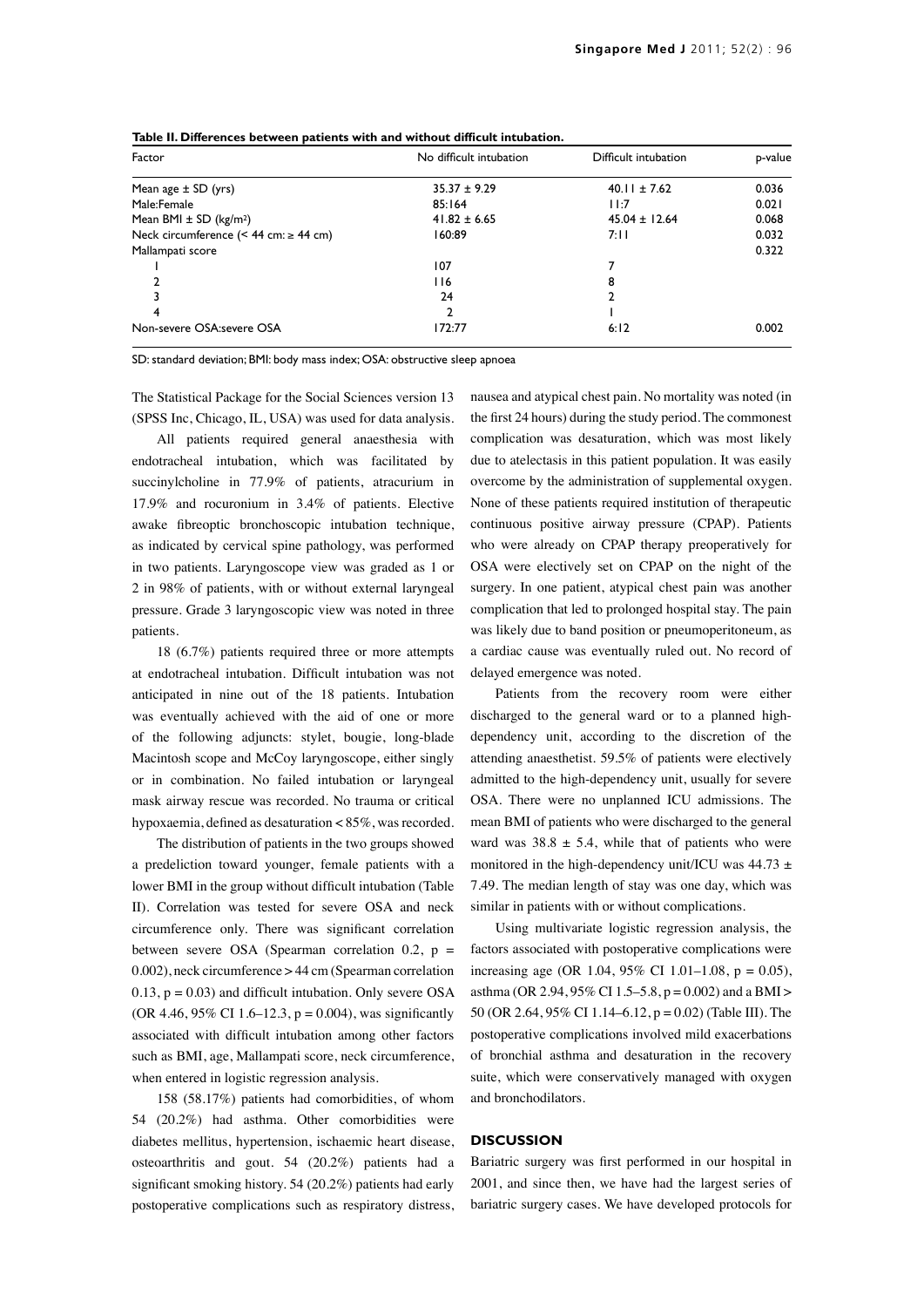**Table II. Differences between patients with and without difficult intubation.**

| Factor | No difficult intubation | Difficult intubation | p-value |
|---|---|---|---|
| Mean age ± SD (yrs) | 35.37 ± 9.29 | 40.11 ± 7.62 | 0.036 |
| Male:Female | 85:164 | 11:7 | 0.021 |
| Mean BMI ± SD (kg/m²) | 41.82 ± 6.65 | 45.04 ± 12.64 | 0.068 |
| Neck circumference (< 44 cm: ≥ 44 cm) | 160:89 | 7:11 | 0.032 |
| Mallampati score | | | 0.322 |
| 1 | 107 | 7 | |
| 2 | 116 | 8 | |
| 3 | 24 | 2 | |
| 4 | 2 | 1 | |
| Non-severe OSA:severe OSA | 172:77 | 6:12 | 0.002 |

SD: standard deviation; BMI: body mass index; OSA: obstructive sleep apnoea

The Statistical Package for the Social Sciences version 13 (SPSS Inc, Chicago, IL, USA) was used for data analysis.

All patients required general anaesthesia with endotracheal intubation, which was facilitated by succinylcholine in 77.9% of patients, atracurium in 17.9% and rocuronium in 3.4% of patients. Elective awake fibreoptic bronchoscopic intubation technique, as indicated by cervical spine pathology, was performed in two patients. Laryngoscope view was graded as 1 or 2 in 98% of patients, with or without external laryngeal pressure. Grade 3 laryngoscopic view was noted in three patients.

18 (6.7%) patients required three or more attempts at endotracheal intubation. Difficult intubation was not anticipated in nine out of the 18 patients. Intubation was eventually achieved with the aid of one or more of the following adjuncts: stylet, bougie, long-blade Macintosh scope and McCoy laryngoscope, either singly or in combination. No failed intubation or laryngeal mask airway rescue was recorded. No trauma or critical hypoxaemia, defined as desaturation < 85%, was recorded.

The distribution of patients in the two groups showed a predeliction toward younger, female patients with a lower BMI in the group without difficult intubation (Table II). Correlation was tested for severe OSA and neck circumference only. There was significant correlation between severe OSA (Spearman correlation 0.2, $p = 0.002$), neck circumference > 44 cm (Spearman correlation 0.13, $p = 0.03$) and difficult intubation. Only severe OSA (OR 4.46, 95% CI 1.6–12.3, $p = 0.004$), was significantly associated with difficult intubation among other factors such as BMI, age, Mallampati score, neck circumference, when entered in logistic regression analysis.

158 (58.17%) patients had comorbidities, of whom 54 (20.2%) had asthma. Other comorbidities were diabetes mellitus, hypertension, ischaemic heart disease, osteoarthritis and gout. 54 (20.2%) patients had a significant smoking history. 54 (20.2%) patients had early postoperative complications such as respiratory distress, nausea and atypical chest pain. No mortality was noted (in the first 24 hours) during the study period. The commonest complication was desaturation, which was most likely due to atelectasis in this patient population. It was easily overcome by the administration of supplemental oxygen. None of these patients required institution of therapeutic continuous positive airway pressure (CPAP). Patients who were already on CPAP therapy preoperatively for OSA were electively set on CPAP on the night of the surgery. In one patient, atypical chest pain was another complication that led to prolonged hospital stay. The pain was likely due to band position or pneumoperitoneum, as a cardiac cause was eventually ruled out. No record of delayed emergence was noted.

Patients from the recovery room were either discharged to the general ward or to a planned high-dependency unit, according to the discretion of the attending anaesthetist. 59.5% of patients were electively admitted to the high-dependency unit, usually for severe OSA. There were no unplanned ICU admissions. The mean BMI of patients who were discharged to the general ward was 38.8 ± 5.4, while that of patients who were monitored in the high-dependency unit/ICU was 44.73 ± 7.49. The median length of stay was one day, which was similar in patients with or without complications.

Using multivariate logistic regression analysis, the factors associated with postoperative complications were increasing age (OR 1.04, 95% CI 1.01–1.08, $p = 0.05$), asthma (OR 2.94, 95% CI 1.5–5.8, $p = 0.002$) and a BMI > 50 (OR 2.64, 95% CI 1.14–6.12, $p = 0.02$) (Table III). The postoperative complications involved mild exacerbations of bronchial asthma and desaturation in the recovery suite, which were conservatively managed with oxygen and bronchodilators.

## DISCUSSION

Bariatric surgery was first performed in our hospital in 2001, and since then, we have had the largest series of bariatric surgery cases. We have developed protocols for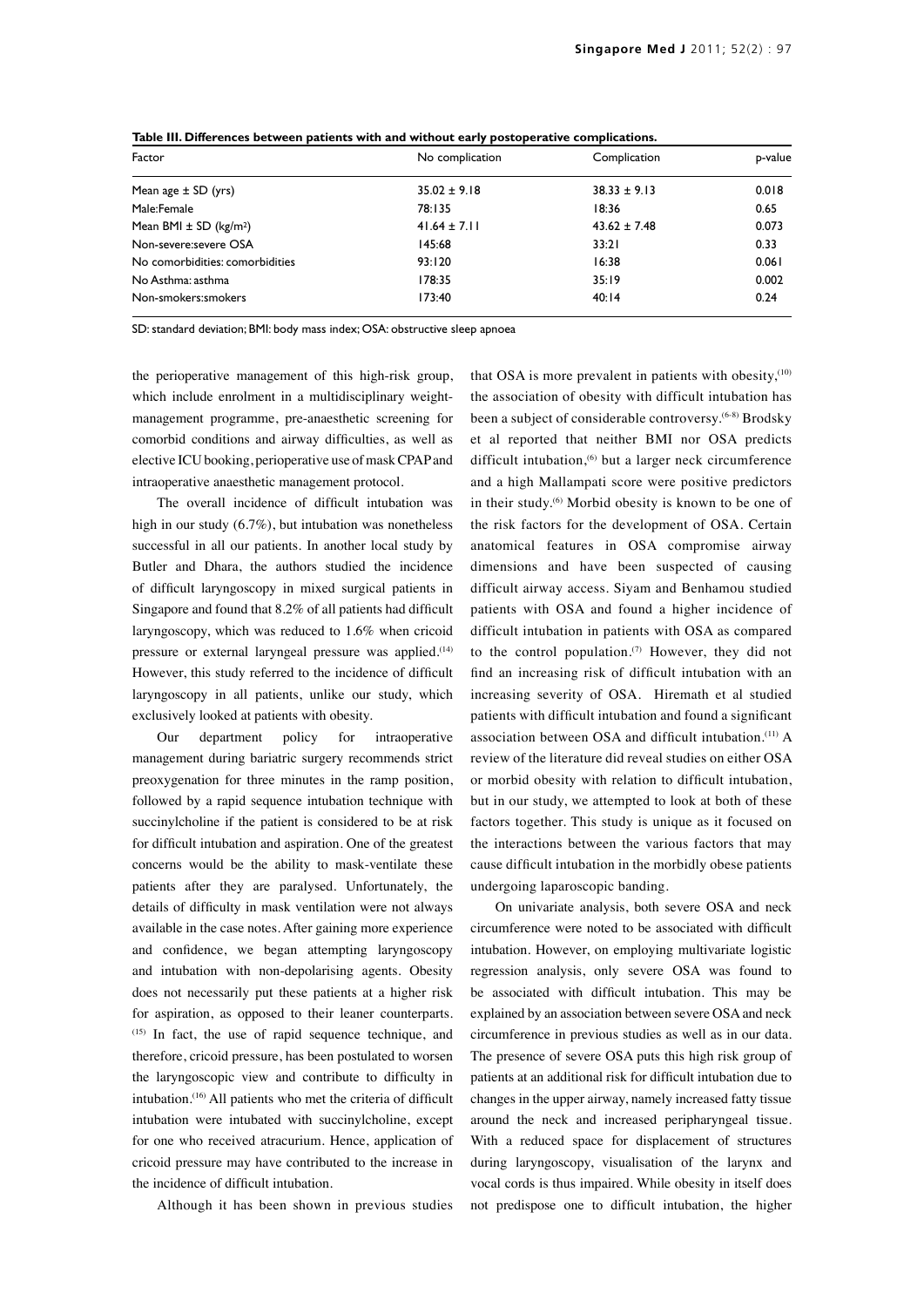**Table III. Differences between patients with and without early postoperative complications.**

| Factor | No complication | Complication | p-value |
|---|---|---|---|
| Mean age ± SD (yrs) | 35.02 ± 9.18 | 38.33 ± 9.13 | 0.018 |
| Male:Female | 78:135 | 18:36 | 0.65 |
| Mean BMI ± SD (kg/m$^2$) | 41.64 ± 7.11 | 43.62 ± 7.48 | 0.073 |
| Non-severe:severe OSA | 145:68 | 33:21 | 0.33 |
| No comorbidities: comorbidities | 93:120 | 16:38 | 0.061 |
| No Asthma: asthma | 178:35 | 35:19 | 0.002 |
| Non-smokers:smokers | 173:40 | 40:14 | 0.24 |

SD: standard deviation; BMI: body mass index; OSA: obstructive sleep apnoea

the perioperative management of this high-risk group, which include enrolment in a multidisciplinary weight-management programme, pre-anaesthetic screening for comorbid conditions and airway difficulties, as well as elective ICU booking, perioperative use of mask CPAP and intraoperative anaesthetic management protocol.

The overall incidence of difficult intubation was high in our study (6.7%), but intubation was nonetheless successful in all our patients. In another local study by Butler and Dhara, the authors studied the incidence of difficult laryngoscopy in mixed surgical patients in Singapore and found that 8.2% of all patients had difficult laryngoscopy, which was reduced to 1.6% when cricoid pressure or external laryngeal pressure was applied.[14] However, this study referred to the incidence of difficult laryngoscopy in all patients, unlike our study, which exclusively looked at patients with obesity.

Our department policy for intraoperative management during bariatric surgery recommends strict preoxygenation for three minutes in the ramp position, followed by a rapid sequence intubation technique with succinylcholine if the patient is considered to be at risk for difficult intubation and aspiration. One of the greatest concerns would be the ability to mask-ventilate these patients after they are paralysed. Unfortunately, the details of difficulty in mask ventilation were not always available in the case notes. After gaining more experience and confidence, we began attempting laryngoscopy and intubation with non-depolarising agents. Obesity does not necessarily put these patients at a higher risk for aspiration, as opposed to their leaner counterparts.[15] In fact, the use of rapid sequence technique, and therefore, cricoid pressure, has been postulated to worsen the laryngoscopic view and contribute to difficulty in intubation.[16] All patients who met the criteria of difficult intubation were intubated with succinylcholine, except for one who received atracurium. Hence, application of cricoid pressure may have contributed to the increase in the incidence of difficult intubation.

Although it has been shown in previous studies that OSA is more prevalent in patients with obesity,[10] the association of obesity with difficult intubation has been a subject of considerable controversy.[6-8] Brodsky et al reported that neither BMI nor OSA predicts difficult intubation,[6] but a larger neck circumference and a high Mallampati score were positive predictors in their study.[6] Morbid obesity is known to be one of the risk factors for the development of OSA. Certain anatomical features in OSA compromise airway dimensions and have been suspected of causing difficult airway access. Siyam and Benhamou studied patients with OSA and found a higher incidence of difficult intubation in patients with OSA as compared to the control population.[7] However, they did not find an increasing risk of difficult intubation with an increasing severity of OSA. Hiremath et al studied patients with difficult intubation and found a significant association between OSA and difficult intubation.[11] A review of the literature did reveal studies on either OSA or morbid obesity with relation to difficult intubation, but in our study, we attempted to look at both of these factors together. This study is unique as it focused on the interactions between the various factors that may cause difficult intubation in the morbidly obese patients undergoing laparoscopic banding.

On univariate analysis, both severe OSA and neck circumference were noted to be associated with difficult intubation. However, on employing multivariate logistic regression analysis, only severe OSA was found to be associated with difficult intubation. This may be explained by an association between severe OSA and neck circumference in previous studies as well as in our data. The presence of severe OSA puts this high risk group of patients at an additional risk for difficult intubation due to changes in the upper airway, namely increased fatty tissue around the neck and increased peripharyngeal tissue. With a reduced space for displacement of structures during laryngoscopy, visualisation of the larynx and vocal cords is thus impaired. While obesity in itself does not predispose one to difficult intubation, the higher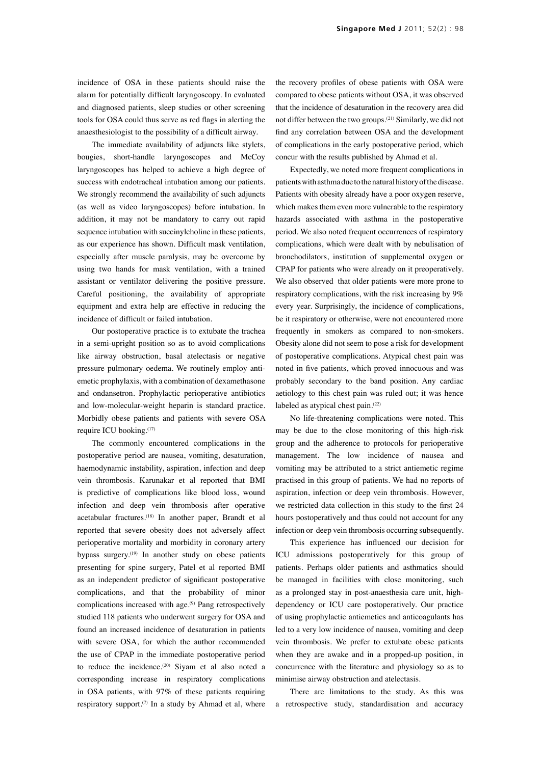incidence of OSA in these patients should raise the alarm for potentially difficult laryngoscopy. In evaluated and diagnosed patients, sleep studies or other screening tools for OSA could thus serve as red flags in alerting the anaesthesiologist to the possibility of a difficult airway.

The immediate availability of adjuncts like stylets, bougies, short-handle laryngoscopes and McCoy laryngoscopes has helped to achieve a high degree of success with endotracheal intubation among our patients. We strongly recommend the availability of such adjuncts (as well as video laryngoscopes) before intubation. In addition, it may not be mandatory to carry out rapid sequence intubation with succinylcholine in these patients, as our experience has shown. Difficult mask ventilation, especially after muscle paralysis, may be overcome by using two hands for mask ventilation, with a trained assistant or ventilator delivering the positive pressure. Careful positioning, the availability of appropriate equipment and extra help are effective in reducing the incidence of difficult or failed intubation.

Our postoperative practice is to extubate the trachea in a semi-upright position so as to avoid complications like airway obstruction, basal atelectasis or negative pressure pulmonary oedema. We routinely employ anti-emetic prophylaxis, with a combination of dexamethasone and ondansetron. Prophylactic perioperative antibiotics and low-molecular-weight heparin is standard practice. Morbidly obese patients and patients with severe OSA require ICU booking.[17]

The commonly encountered complications in the postoperative period are nausea, vomiting, desaturation, haemodynamic instability, aspiration, infection and deep vein thrombosis. Karunakar et al reported that BMI is predictive of complications like blood loss, wound infection and deep vein thrombosis after operative acetabular fractures.[18] In another paper, Brandt et al reported that severe obesity does not adversely affect perioperative mortality and morbidity in coronary artery bypass surgery.[19] In another study on obese patients presenting for spine surgery, Patel et al reported BMI as an independent predictor of significant postoperative complications, and that the probability of minor complications increased with age.[9] Pang retrospectively studied 118 patients who underwent surgery for OSA and found an increased incidence of desaturation in patients with severe OSA, for which the author recommended the use of CPAP in the immediate postoperative period to reduce the incidence.[20] Siyam et al also noted a corresponding increase in respiratory complications in OSA patients, with 97% of these patients requiring respiratory support.[7] In a study by Ahmad et al, where the recovery profiles of obese patients with OSA were compared to obese patients without OSA, it was observed that the incidence of desaturation in the recovery area did not differ between the two groups.[21] Similarly, we did not find any correlation between OSA and the development of complications in the early postoperative period, which concur with the results published by Ahmad et al.

Expectedly, we noted more frequent complications in patients with asthma due to the natural history of the disease. Patients with obesity already have a poor oxygen reserve, which makes them even more vulnerable to the respiratory hazards associated with asthma in the postoperative period. We also noted frequent occurrences of respiratory complications, which were dealt with by nebulisation of bronchodilators, institution of supplemental oxygen or CPAP for patients who were already on it preoperatively. We also observed that older patients were more prone to respiratory complications, with the risk increasing by 9% every year. Surprisingly, the incidence of complications, be it respiratory or otherwise, were not encountered more frequently in smokers as compared to non-smokers. Obesity alone did not seem to pose a risk for development of postoperative complications. Atypical chest pain was noted in five patients, which proved innocuous and was probably secondary to the band position. Any cardiac aetiology to this chest pain was ruled out; it was hence labeled as atypical chest pain.[22]

No life-threatening complications were noted. This may be due to the close monitoring of this high-risk group and the adherence to protocols for perioperative management. The low incidence of nausea and vomiting may be attributed to a strict antiemetic regime practised in this group of patients. We had no reports of aspiration, infection or deep vein thrombosis. However, we restricted data collection in this study to the first 24 hours postoperatively and thus could not account for any infection or deep vein thrombosis occurring subsequently.

This experience has influenced our decision for ICU admissions postoperatively for this group of patients. Perhaps older patients and asthmatics should be managed in facilities with close monitoring, such as a prolonged stay in post-anaesthesia care unit, high-dependency or ICU care postoperatively. Our practice of using prophylactic antiemetics and anticoagulants has led to a very low incidence of nausea, vomiting and deep vein thrombosis. We prefer to extubate obese patients when they are awake and in a propped-up position, in concurrence with the literature and physiology so as to minimise airway obstruction and atelectasis.

There are limitations to the study. As this was a retrospective study, standardisation and accuracy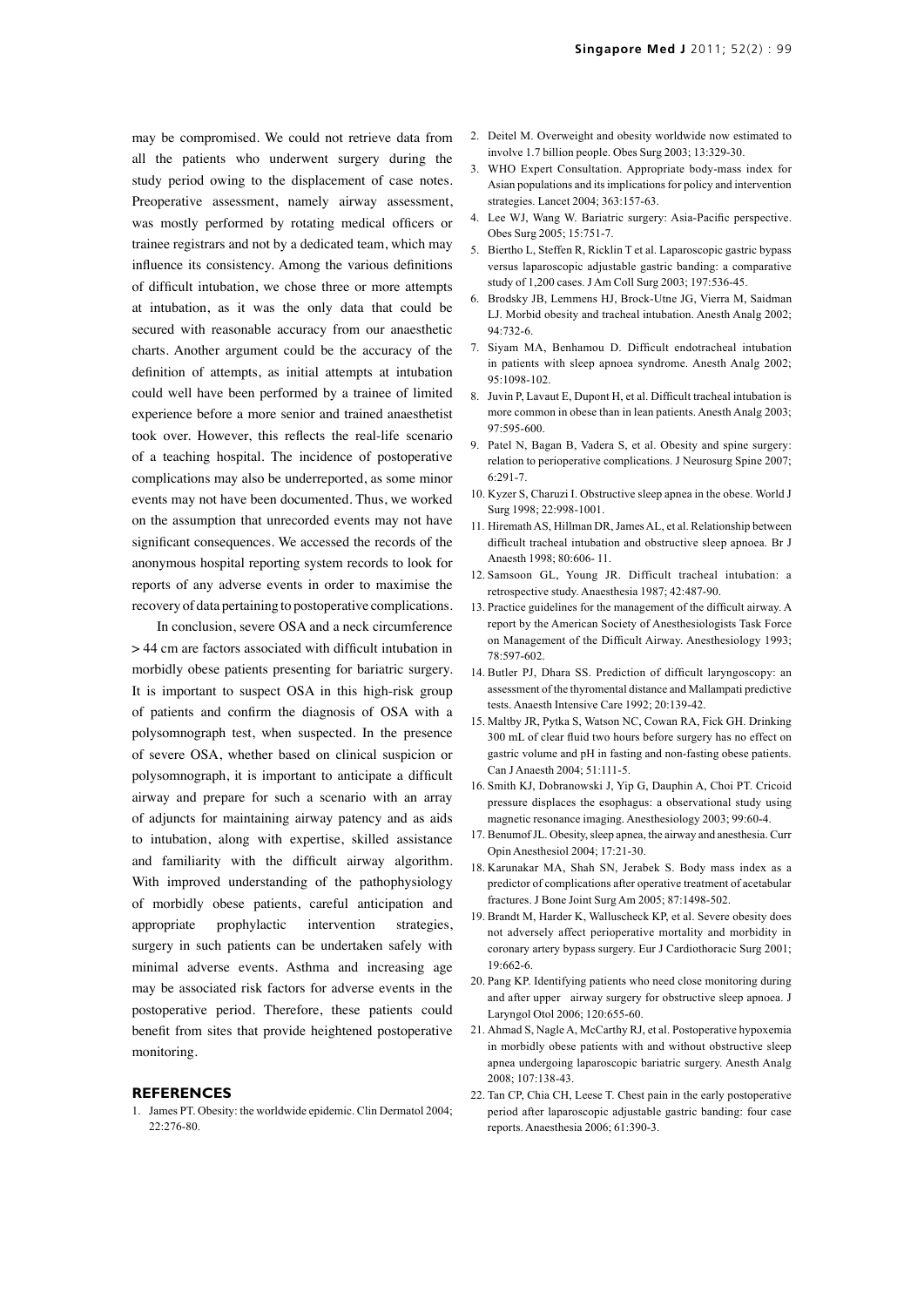may be compromised. We could not retrieve data from all the patients who underwent surgery during the study period owing to the displacement of case notes. Preoperative assessment, namely airway assessment, was mostly performed by rotating medical officers or trainee registrars and not by a dedicated team, which may influence its consistency. Among the various definitions of difficult intubation, we chose three or more attempts at intubation, as it was the only data that could be secured with reasonable accuracy from our anaesthetic charts. Another argument could be the accuracy of the definition of attempts, as initial attempts at intubation could well have been performed by a trainee of limited experience before a more senior and trained anaesthetist took over. However, this reflects the real-life scenario of a teaching hospital. The incidence of postoperative complications may also be underreported, as some minor events may not have been documented. Thus, we worked on the assumption that unrecorded events may not have significant consequences. We accessed the records of the anonymous hospital reporting system records to look for reports of any adverse events in order to maximise the recovery of data pertaining to postoperative complications.

In conclusion, severe OSA and a neck circumference > 44 cm are factors associated with difficult intubation in morbidly obese patients presenting for bariatric surgery. It is important to suspect OSA in this high-risk group of patients and confirm the diagnosis of OSA with a polysomnograph test, when suspected. In the presence of severe OSA, whether based on clinical suspicion or polysomnograph, it is important to anticipate a difficult airway and prepare for such a scenario with an array of adjuncts for maintaining airway patency and as aids to intubation, along with expertise, skilled assistance and familiarity with the difficult airway algorithm. With improved understanding of the pathophysiology of morbidly obese patients, careful anticipation and appropriate prophylactic intervention strategies, surgery in such patients can be undertaken safely with minimal adverse events. Asthma and increasing age may be associated risk factors for adverse events in the postoperative period. Therefore, these patients could benefit from sites that provide heightened postoperative monitoring.

## REFERENCES

1. James PT. Obesity: the worldwide epidemic. Clin Dermatol 2004; 22:276-80.
2. Deitel M. Overweight and obesity worldwide now estimated to involve 1.7 billion people. Obes Surg 2003; 13:329-30.
3. WHO Expert Consultation. Appropriate body-mass index for Asian populations and its implications for policy and intervention strategies. Lancet 2004; 363:157-63.
4. Lee WJ, Wang W. Bariatric surgery: Asia-Pacific perspective. Obes Surg 2005; 15:751-7.
5. Biertho L, Steffen R, Ricklin T et al. Laparoscopic gastric bypass versus laparoscopic adjustable gastric banding: a comparative study of 1,200 cases. J Am Coll Surg 2003; 197:536-45.
6. Brodsky JB, Lemmens HJ, Brock-Utne JG, Vierra M, Saidman LJ. Morbid obesity and tracheal intubation. Anesth Analg 2002; 94:732-6.
7. Siyam MA, Benhamou D. Difficult endotracheal intubation in patients with sleep apnoea syndrome. Anesth Analg 2002; 95:1098-102.
8. Juvin P, Lavaut E, Dupont H, et al. Difficult tracheal intubation is more common in obese than in lean patients. Anesth Analg 2003; 97:595-600.
9. Patel N, Bagan B, Vadera S, et al. Obesity and spine surgery: relation to perioperative complications. J Neurosurg Spine 2007; 6:291-7.
10. Kyzer S, Charuzi I. Obstructive sleep apnea in the obese. World J Surg 1998; 22:998-1001.
11. Hiremath AS, Hillman DR, James AL, et al. Relationship between difficult tracheal intubation and obstructive sleep apnoea. Br J Anaesth 1998; 80:606- 11.
12. Samsoon GL, Young JR. Difficult tracheal intubation: a retrospective study. Anaesthesia 1987; 42:487-90.
13. Practice guidelines for the management of the difficult airway. A report by the American Society of Anesthesiologists Task Force on Management of the Difficult Airway. Anesthesiology 1993; 78:597-602.
14. Butler PJ, Dhara SS. Prediction of difficult laryngoscopy: an assessment of the thyromental distance and Mallampati predictive tests. Anaesth Intensive Care 1992; 20:139-42.
15. Maltby JR, Pytka S, Watson NC, Cowan RA, Fick GH. Drinking 300 mL of clear fluid two hours before surgery has no effect on gastric volume and pH in fasting and non-fasting obese patients. Can J Anaesth 2004; 51:111-5.
16. Smith KJ, Dobranowski J, Yip G, Dauphin A, Choi PT. Cricoid pressure displaces the esophagus: a observational study using magnetic resonance imaging. Anesthesiology 2003; 99:60-4.
17. Benumof JL. Obesity, sleep apnea, the airway and anesthesia. Curr Opin Anesthesiol 2004; 17:21-30.
18. Karunakar MA, Shah SN, Jerabek S. Body mass index as a predictor of complications after operative treatment of acetabular fractures. J Bone Joint Surg Am 2005; 87:1498-502.
19. Brandt M, Harder K, Walluscheck KP, et al. Severe obesity does not adversely affect perioperative mortality and morbidity in coronary artery bypass surgery. Eur J Cardiothoracic Surg 2001; 19:662-6.
20. Pang KP. Identifying patients who need close monitoring during and after upper airway surgery for obstructive sleep apnoea. J Laryngol Otol 2006; 120:655-60.
21. Ahmad S, Nagle A, McCarthy RJ, et al. Postoperative hypoxemia in morbidly obese patients with and without obstructive sleep apnea undergoing laparoscopic bariatric surgery. Anesth Analg 2008; 107:138-43.
22. Tan CP, Chia CH, Leese T. Chest pain in the early postoperative period after laparoscopic adjustable gastric banding: four case reports. Anaesthesia 2006; 61:390-3.